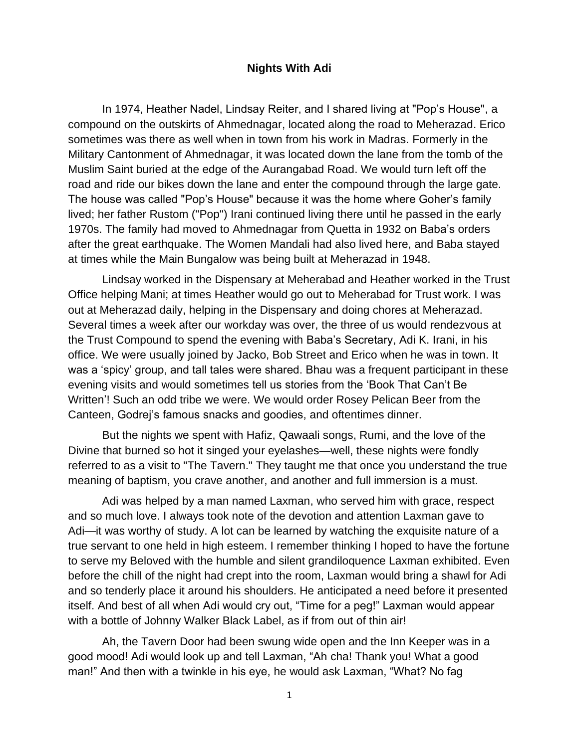# Nights With Adi

In 1974, Heather Nadel, Lindsay Reiter, and I shared living at "Pop's House", a compound on the outskirts of Ahmednagar, located along the road to Meherazad. Erico sometimes was there as well when in town from his work in Madras. Formerly in the Military Cantonment of Ahmednagar, it was located down the lane from the tomb of the Muslim Saint buried at the edge of the Aurangabad Road. We would turn left off the road and ride our bikes down the lane and enter the compound through the large gate. The house was called "Pop's House" because it was the home where Goher's family lived; her father Rustom ("Pop") Irani continued living there until he passed in the early 1970s. The family had moved to Ahmednagar from Quetta in 1932 on Baba's orders after the great earthquake. The Women Mandali had also lived here, and Baba stayed at times while the Main Bungalow was being built at Meherazad in 1948.

Lindsay worked in the Dispensary at Meherabad and Heather worked in the Trust Office helping Mani; at times Heather would go out to Meherabad for Trust work. I was out at Meherazad daily, helping in the Dispensary and doing chores at Meherazad. Several times a week after our workday was over, the three of us would rendezvous at the Trust Compound to spend the evening with Baba's Secretary, Adi K. Irani, in his office. We were usually joined by Jacko, Bob Street and Erico when he was in town. It was a 'spicy' group, and tall tales were shared. Bhau was a frequent participant in these evening visits and would sometimes tell us stories from the 'Book That Can't Be Written'! Such an odd tribe we were. We would order Rosey Pelican Beer from the Canteen, Godrej's famous snacks and goodies, and oftentimes dinner.

But the nights we spent with Hafiz, Qawaali songs, Rumi, and the love of the Divine that burned so hot it singed your eyelashes—well, these nights were fondly referred to as a visit to "The Tavern." They taught me that once you understand the true meaning of baptism, you crave another, and another and full immersion is a must.

Adi was helped by a man named Laxman, who served him with grace, respect and so much love. I always took note of the devotion and attention Laxman gave to Adi—it was worthy of study. A lot can be learned by watching the exquisite nature of a true servant to one held in high esteem. I remember thinking I hoped to have the fortune to serve my Beloved with the humble and silent grandiloquence Laxman exhibited. Even before the chill of the night had crept into the room, Laxman would bring a shawl for Adi and so tenderly place it around his shoulders. He anticipated a need before it presented itself. And best of all when Adi would cry out, "Time for a peg!" Laxman would appear with a bottle of Johnny Walker Black Label, as if from out of thin air!

Ah, the Tavern Door had been swung wide open and the Inn Keeper was in a good mood! Adi would look up and tell Laxman, "Ah cha! Thank you! What a good man!" And then with a twinkle in his eye, he would ask Laxman, "What? No fag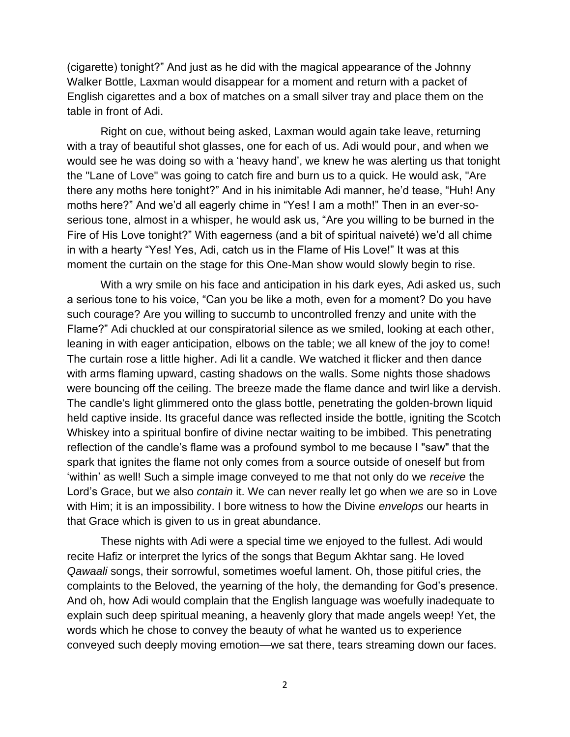(cigarette) tonight?" And just as he did with the magical appearance of the Johnny Walker Bottle, Laxman would disappear for a moment and return with a packet of English cigarettes and a box of matches on a small silver tray and place them on the table in front of Adi.

Right on cue, without being asked, Laxman would again take leave, returning with a tray of beautiful shot glasses, one for each of us. Adi would pour, and when we would see he was doing so with a 'heavy hand', we knew he was alerting us that tonight the "Lane of Love" was going to catch fire and burn us to a quick. He would ask, "Are there any moths here tonight?" And in his inimitable Adi manner, he'd tease, "Huh! Any moths here?" And we'd all eagerly chime in "Yes! I am a moth!" Then in an ever-so-serious tone, almost in a whisper, he would ask us, "Are you willing to be burned in the Fire of His Love tonight?" With eagerness (and a bit of spiritual naiveté) we'd all chime in with a hearty "Yes! Yes, Adi, catch us in the Flame of His Love!" It was at this moment the curtain on the stage for this One-Man show would slowly begin to rise.

With a wry smile on his face and anticipation in his dark eyes, Adi asked us, such a serious tone to his voice, "Can you be like a moth, even for a moment? Do you have such courage? Are you willing to succumb to uncontrolled frenzy and unite with the Flame?" Adi chuckled at our conspiratorial silence as we smiled, looking at each other, leaning in with eager anticipation, elbows on the table; we all knew of the joy to come! The curtain rose a little higher. Adi lit a candle. We watched it flicker and then dance with arms flaming upward, casting shadows on the walls. Some nights those shadows were bouncing off the ceiling. The breeze made the flame dance and twirl like a dervish. The candle's light glimmered onto the glass bottle, penetrating the golden-brown liquid held captive inside. Its graceful dance was reflected inside the bottle, igniting the Scotch Whiskey into a spiritual bonfire of divine nectar waiting to be imbibed. This penetrating reflection of the candle's flame was a profound symbol to me because I "saw" that the spark that ignites the flame not only comes from a source outside of oneself but from 'within' as well! Such a simple image conveyed to me that not only do we *receive* the Lord's Grace, but we also *contain* it. We can never really let go when we are so in Love with Him; it is an impossibility. I bore witness to how the Divine *envelops* our hearts in that Grace which is given to us in great abundance.

These nights with Adi were a special time we enjoyed to the fullest. Adi would recite Hafiz or interpret the lyrics of the songs that Begum Akhtar sang. He loved *Qawaali* songs, their sorrowful, sometimes woeful lament. Oh, those pitiful cries, the complaints to the Beloved, the yearning of the holy, the demanding for God's presence. And oh, how Adi would complain that the English language was woefully inadequate to explain such deep spiritual meaning, a heavenly glory that made angels weep! Yet, the words which he chose to convey the beauty of what he wanted us to experience conveyed such deeply moving emotion—we sat there, tears streaming down our faces.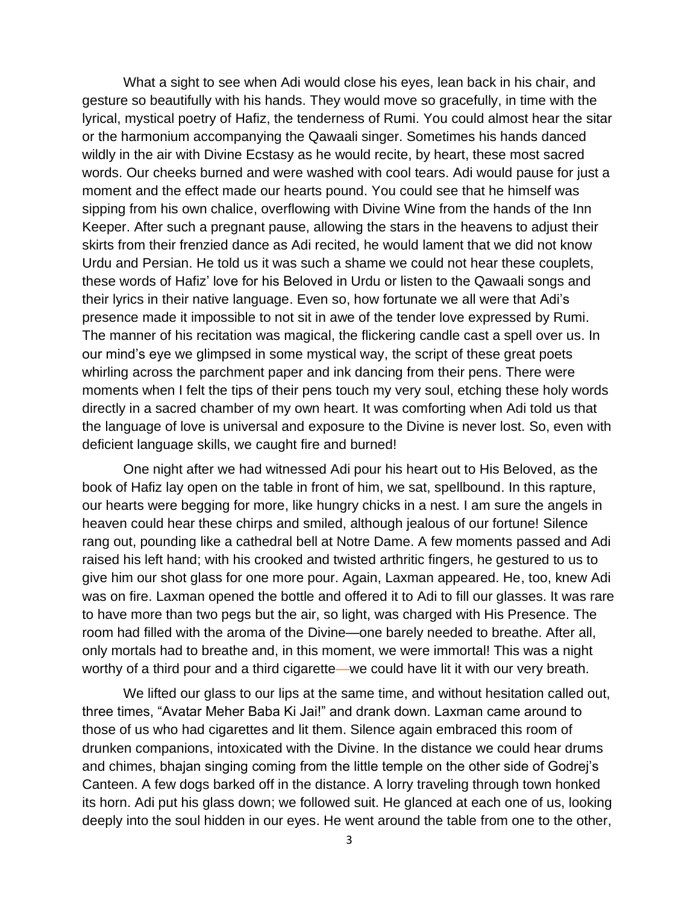What a sight to see when Adi would close his eyes, lean back in his chair, and gesture so beautifully with his hands. They would move so gracefully, in time with the lyrical, mystical poetry of Hafiz, the tenderness of Rumi. You could almost hear the sitar or the harmonium accompanying the Qawaali singer. Sometimes his hands danced wildly in the air with Divine Ecstasy as he would recite, by heart, these most sacred words. Our cheeks burned and were washed with cool tears. Adi would pause for just a moment and the effect made our hearts pound. You could see that he himself was sipping from his own chalice, overflowing with Divine Wine from the hands of the Inn Keeper. After such a pregnant pause, allowing the stars in the heavens to adjust their skirts from their frenzied dance as Adi recited, he would lament that we did not know Urdu and Persian. He told us it was such a shame we could not hear these couplets, these words of Hafiz' love for his Beloved in Urdu or listen to the Qawaali songs and their lyrics in their native language. Even so, how fortunate we all were that Adi's presence made it impossible to not sit in awe of the tender love expressed by Rumi. The manner of his recitation was magical, the flickering candle cast a spell over us. In our mind's eye we glimpsed in some mystical way, the script of these great poets whirling across the parchment paper and ink dancing from their pens. There were moments when I felt the tips of their pens touch my very soul, etching these holy words directly in a sacred chamber of my own heart. It was comforting when Adi told us that the language of love is universal and exposure to the Divine is never lost. So, even with deficient language skills, we caught fire and burned!

One night after we had witnessed Adi pour his heart out to His Beloved, as the book of Hafiz lay open on the table in front of him, we sat, spellbound. In this rapture, our hearts were begging for more, like hungry chicks in a nest. I am sure the angels in heaven could hear these chirps and smiled, although jealous of our fortune! Silence rang out, pounding like a cathedral bell at Notre Dame. A few moments passed and Adi raised his left hand; with his crooked and twisted arthritic fingers, he gestured to us to give him our shot glass for one more pour. Again, Laxman appeared. He, too, knew Adi was on fire. Laxman opened the bottle and offered it to Adi to fill our glasses. It was rare to have more than two pegs but the air, so light, was charged with His Presence. The room had filled with the aroma of the Divine—one barely needed to breathe. After all, only mortals had to breathe and, in this moment, we were immortal! This was a night worthy of a third pour and a third cigarette—we could have lit it with our very breath.

We lifted our glass to our lips at the same time, and without hesitation called out, three times, "Avatar Meher Baba Ki Jai!" and drank down. Laxman came around to those of us who had cigarettes and lit them. Silence again embraced this room of drunken companions, intoxicated with the Divine. In the distance we could hear drums and chimes, bhajan singing coming from the little temple on the other side of Godrej's Canteen. A few dogs barked off in the distance. A lorry traveling through town honked its horn. Adi put his glass down; we followed suit. He glanced at each one of us, looking deeply into the soul hidden in our eyes. He went around the table from one to the other,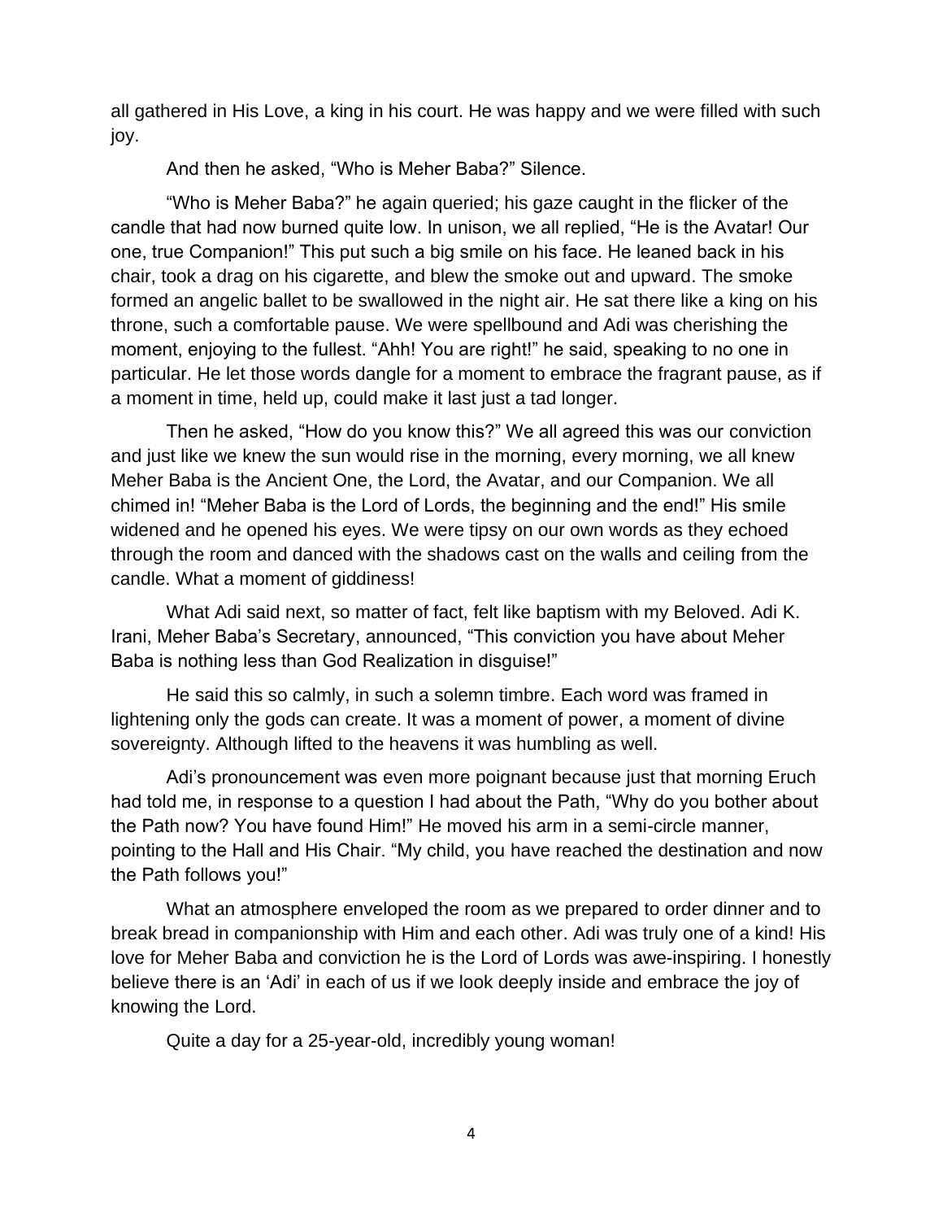all gathered in His Love, a king in his court. He was happy and we were filled with such joy.

And then he asked, “Who is Meher Baba?” Silence.

“Who is Meher Baba?” he again queried; his gaze caught in the flicker of the candle that had now burned quite low. In unison, we all replied, “He is the Avatar! Our one, true Companion!” This put such a big smile on his face. He leaned back in his chair, took a drag on his cigarette, and blew the smoke out and upward. The smoke formed an angelic ballet to be swallowed in the night air. He sat there like a king on his throne, such a comfortable pause. We were spellbound and Adi was cherishing the moment, enjoying to the fullest. “Ahh! You are right!” he said, speaking to no one in particular. He let those words dangle for a moment to embrace the fragrant pause, as if a moment in time, held up, could make it last just a tad longer.

Then he asked, “How do you know this?” We all agreed this was our conviction and just like we knew the sun would rise in the morning, every morning, we all knew Meher Baba is the Ancient One, the Lord, the Avatar, and our Companion. We all chimed in! “Meher Baba is the Lord of Lords, the beginning and the end!” His smile widened and he opened his eyes. We were tipsy on our own words as they echoed through the room and danced with the shadows cast on the walls and ceiling from the candle. What a moment of giddiness!

What Adi said next, so matter of fact, felt like baptism with my Beloved. Adi K. Irani, Meher Baba’s Secretary, announced, “This conviction you have about Meher Baba is nothing less than God Realization in disguise!”

He said this so calmly, in such a solemn timbre. Each word was framed in lightening only the gods can create. It was a moment of power, a moment of divine sovereignty. Although lifted to the heavens it was humbling as well.

Adi’s pronouncement was even more poignant because just that morning Eruch had told me, in response to a question I had about the Path, “Why do you bother about the Path now? You have found Him!” He moved his arm in a semi-circle manner, pointing to the Hall and His Chair. “My child, you have reached the destination and now the Path follows you!”

What an atmosphere enveloped the room as we prepared to order dinner and to break bread in companionship with Him and each other. Adi was truly one of a kind! His love for Meher Baba and conviction he is the Lord of Lords was awe-inspiring. I honestly believe there is an ‘Adi’ in each of us if we look deeply inside and embrace the joy of knowing the Lord.

Quite a day for a 25-year-old, incredibly young woman!